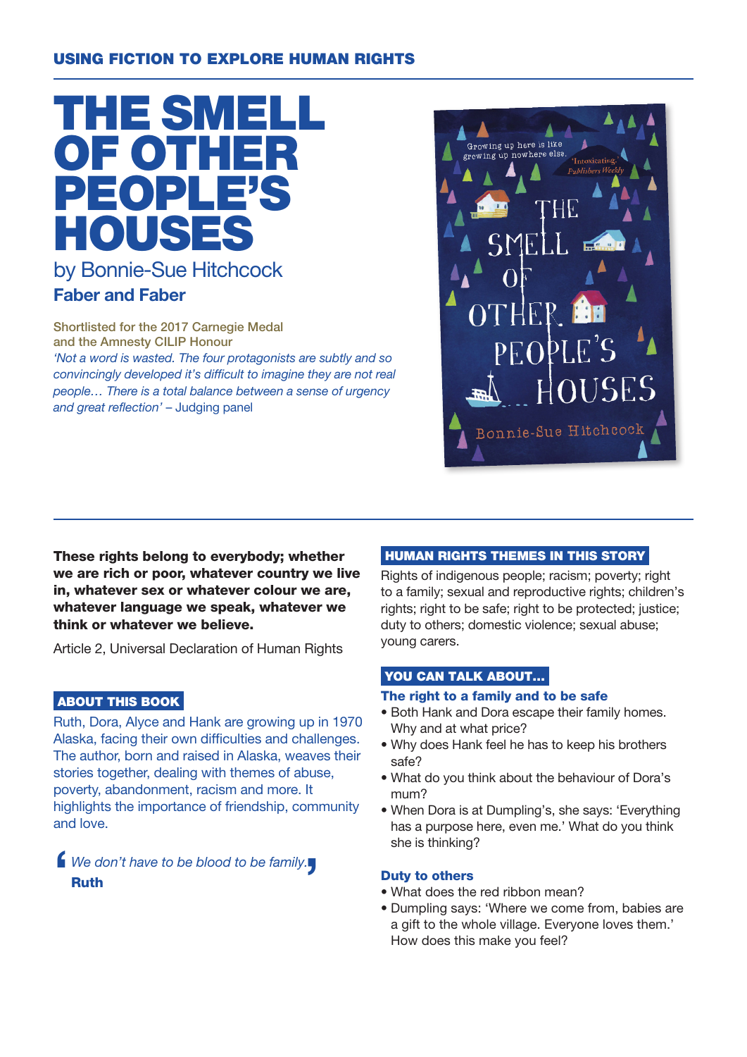USING FICTION TO EXPLORE HUMAN RIGHTS

# THE SMELL OF OTHER PEOPLE'S HOUSES

## by Bonnie-Sue Hitchcock

**Faber and Faber**

Shortlisted for the 2017 Carnegie Medal and the Amnesty CILIP Honour

*'Not a word is wasted. The four protagonists are subtly and so convincingly developed it's difficult to imagine they are not real people… There is a total balance between a sense of urgency and great reflection'* – Judging panel

**These rights belong to everybody; whether we are rich or poor, whatever country we live in, whatever sex or whatever colour we are, whatever language we speak, whatever we think or whatever we believe.**

Article 2, Universal Declaration of Human Rights

### ABOUT THIS BOOK

Ruth, Dora, Alyce and Hank are growing up in 1970 Alaska, facing their own difficulties and challenges. The author, born and raised in Alaska, weaves their stories together, dealing with themes of abuse, poverty, abandonment, racism and more. It highlights the importance of friendship, community and love.

> *We don't have to be blood to be family.*
> **Ruth**

### HUMAN RIGHTS THEMES IN THIS STORY

Rights of indigenous people; racism; poverty; right to a family; sexual and reproductive rights; children's rights; right to be safe; right to be protected; justice; duty to others; domestic violence; sexual abuse; young carers.

### YOU CAN TALK ABOUT…

**The right to a family and to be safe**

- Both Hank and Dora escape their family homes. Why and at what price?
- Why does Hank feel he has to keep his brothers safe?
- What do you think about the behaviour of Dora's mum?
- When Dora is at Dumpling's, she says: 'Everything has a purpose here, even me.' What do you think she is thinking?

**Duty to others**

- What does the red ribbon mean?
- Dumpling says: 'Where we come from, babies are a gift to the whole village. Everyone loves them.' How does this make you feel?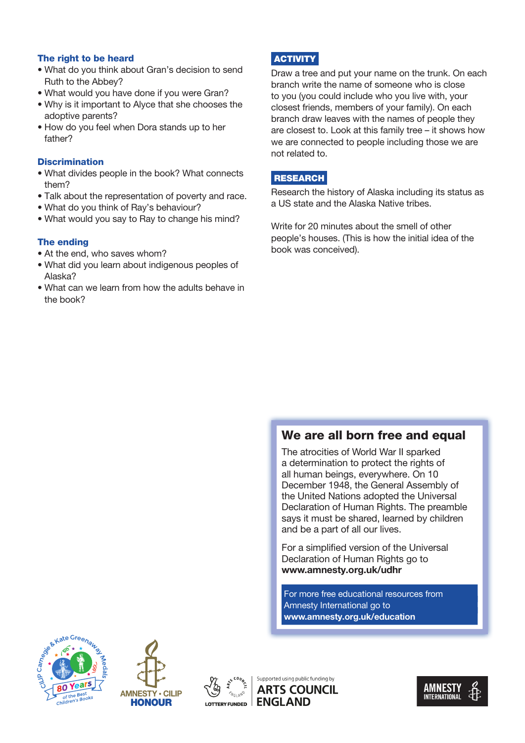### The right to be heard

- What do you think about Gran's decision to send Ruth to the Abbey?
- What would you have done if you were Gran?
- Why is it important to Alyce that she chooses the adoptive parents?
- How do you feel when Dora stands up to her father?

### Discrimination

- What divides people in the book? What connects them?
- Talk about the representation of poverty and race.
- What do you think of Ray's behaviour?
- What would you say to Ray to change his mind?

### The ending

- At the end, who saves whom?
- What did you learn about indigenous peoples of Alaska?
- What can we learn from how the adults behave in the book?

### ACTIVITY

Draw a tree and put your name on the trunk. On each branch write the name of someone who is close to you (you could include who you live with, your closest friends, members of your family). On each branch draw leaves with the names of people they are closest to. Look at this family tree – it shows how we are connected to people including those we are not related to.

### RESEARCH

Research the history of Alaska including its status as a US state and the Alaska Native tribes.

Write for 20 minutes about the smell of other people's houses. (This is how the initial idea of the book was conceived).

## We are all born free and equal

The atrocities of World War II sparked a determination to protect the rights of all human beings, everywhere. On 10 December 1948, the General Assembly of the United Nations adopted the Universal Declaration of Human Rights. The preamble says it must be shared, learned by children and be a part of all our lives.

For a simplified version of the Universal Declaration of Human Rights go to **www.amnesty.org.uk/udhr**

For more free educational resources from Amnesty International go to **www.amnesty.org.uk/education**

CILIP Carnegie & Kate Greenaway Medals – 80 Years of the Best Children's Books

AMNESTY • CILIP HONOUR

LOTTERY FUNDED | Supported using public funding by ARTS COUNCIL ENGLAND

AMNESTY INTERNATIONAL